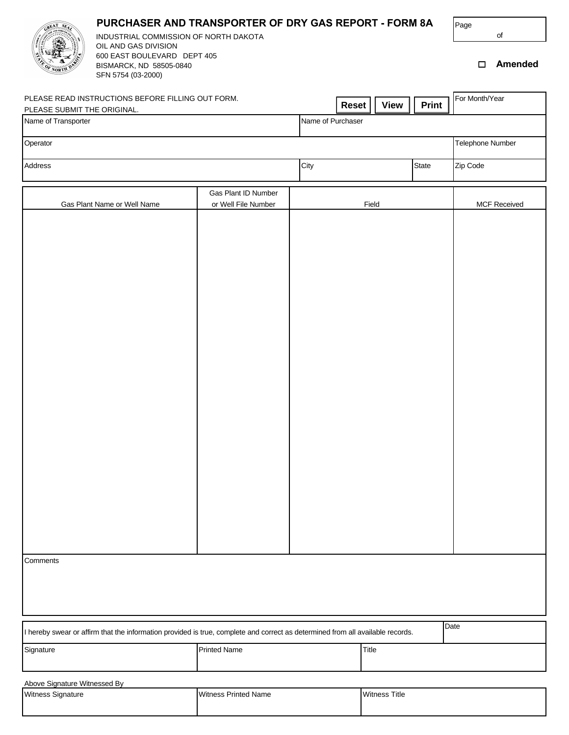# PURCHASER AND TRANSPORTER OF DRY GAS REPORT - FORM 8A

INDUSTRIAL COMMISSION OF NORTH DAKOTA
OIL AND GAS DIVISION
600 EAST BOULEVARD DEPT 405
BISMARCK, ND 58505-0840
SFN 5754 (03-2000)

Page of

☐ **Amended**

PLEASE READ INSTRUCTIONS BEFORE FILLING OUT FORM.
PLEASE SUBMIT THE ORIGINAL.

| For Month/Year | |
|---|---|
| Name of Transporter | Name of Purchaser |
| Operator | Telephone Number |

| Address | City | State | Zip Code |
|---|---|---|---|
| | | | |

| Gas Plant Name or Well Name | Gas Plant ID Number or Well File Number | Field | MCF Received |
|---|---|---|---|
| | | | |

Comments

I hereby swear or affirm that the information provided is true, complete and correct as determined from all available records.

| Date | | |
|---|---|---|
| Signature | Printed Name | Title |

Above Signature Witnessed By

| Witness Signature | Witness Printed Name | Witness Title |
|---|---|---|
| | | |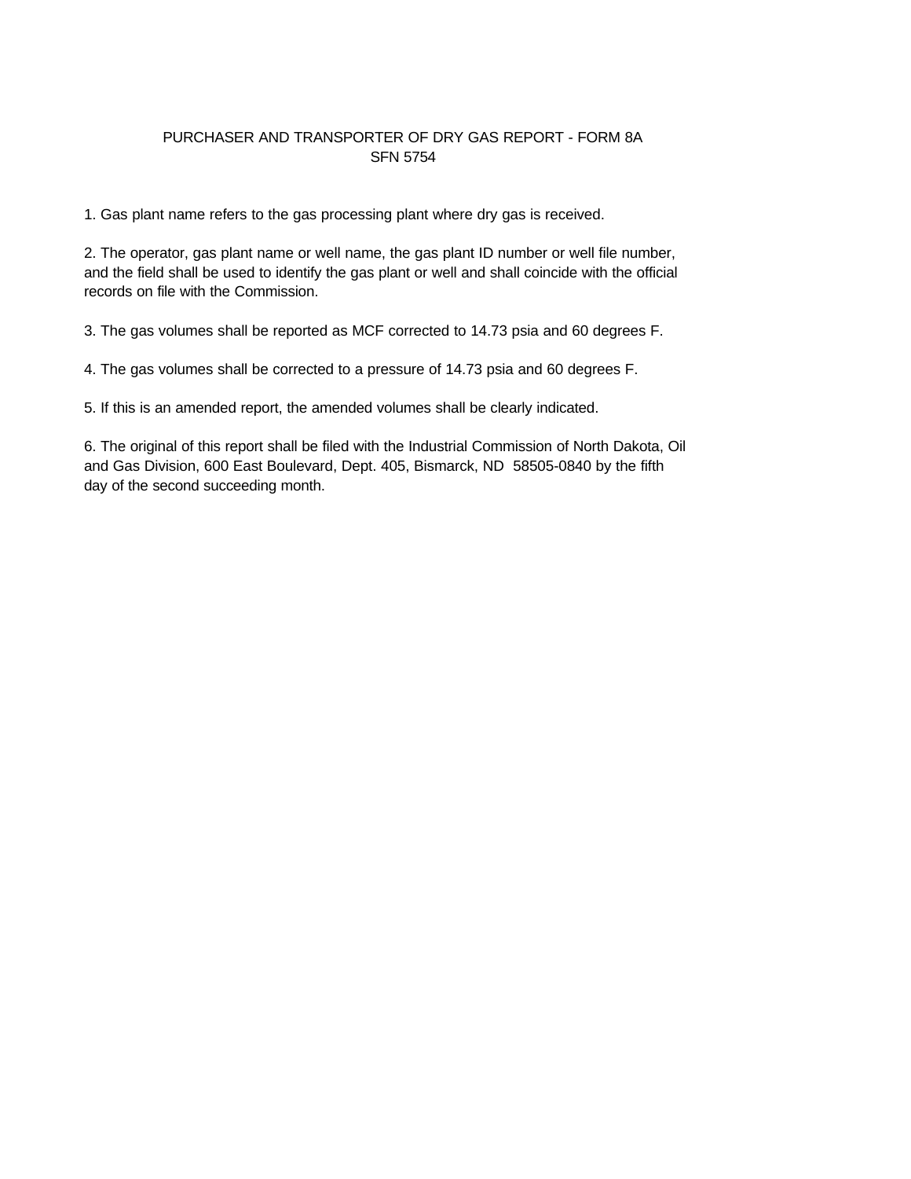# PURCHASER AND TRANSPORTER OF DRY GAS REPORT - FORM 8A
SFN 5754

1. Gas plant name refers to the gas processing plant where dry gas is received.

2. The operator, gas plant name or well name, the gas plant ID number or well file number, and the field shall be used to identify the gas plant or well and shall coincide with the official records on file with the Commission.

3. The gas volumes shall be reported as MCF corrected to 14.73 psia and 60 degrees F.

4. The gas volumes shall be corrected to a pressure of 14.73 psia and 60 degrees F.

5. If this is an amended report, the amended volumes shall be clearly indicated.

6. The original of this report shall be filed with the Industrial Commission of North Dakota, Oil and Gas Division, 600 East Boulevard, Dept. 405, Bismarck, ND 58505-0840 by the fifth day of the second succeeding month.